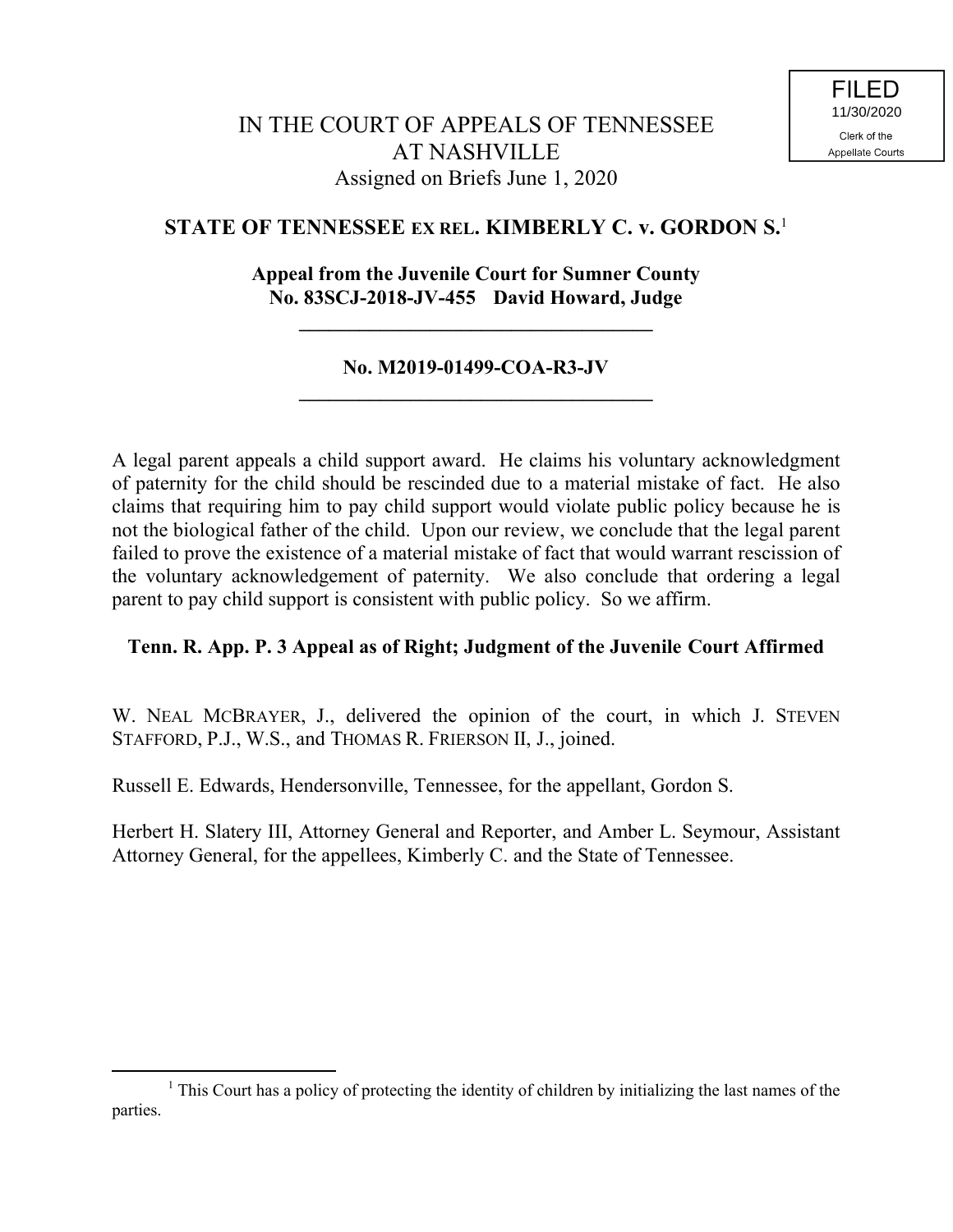FILED
11/30/2020
Clerk of the
Appellate Courts

# IN THE COURT OF APPEALS OF TENNESSEE AT NASHVILLE

Assigned on Briefs June 1, 2020

## STATE OF TENNESSEE EX REL. KIMBERLY C. v. GORDON S.[1]

**Appeal from the Juvenile Court for Sumner County**
**No. 83SCJ-2018-JV-455 David Howard, Judge**

---

**No. M2019-01499-COA-R3-JV**

---

A legal parent appeals a child support award. He claims his voluntary acknowledgment of paternity for the child should be rescinded due to a material mistake of fact. He also claims that requiring him to pay child support would violate public policy because he is not the biological father of the child. Upon our review, we conclude that the legal parent failed to prove the existence of a material mistake of fact that would warrant rescission of the voluntary acknowledgement of paternity. We also conclude that ordering a legal parent to pay child support is consistent with public policy. So we affirm.

**Tenn. R. App. P. 3 Appeal as of Right; Judgment of the Juvenile Court Affirmed**

W. NEAL MCBRAYER, J., delivered the opinion of the court, in which J. STEVEN STAFFORD, P.J., W.S., and THOMAS R. FRIERSON II, J., joined.

Russell E. Edwards, Hendersonville, Tennessee, for the appellant, Gordon S.

Herbert H. Slatery III, Attorney General and Reporter, and Amber L. Seymour, Assistant Attorney General, for the appellees, Kimberly C. and the State of Tennessee.

---

[1] This Court has a policy of protecting the identity of children by initializing the last names of the parties.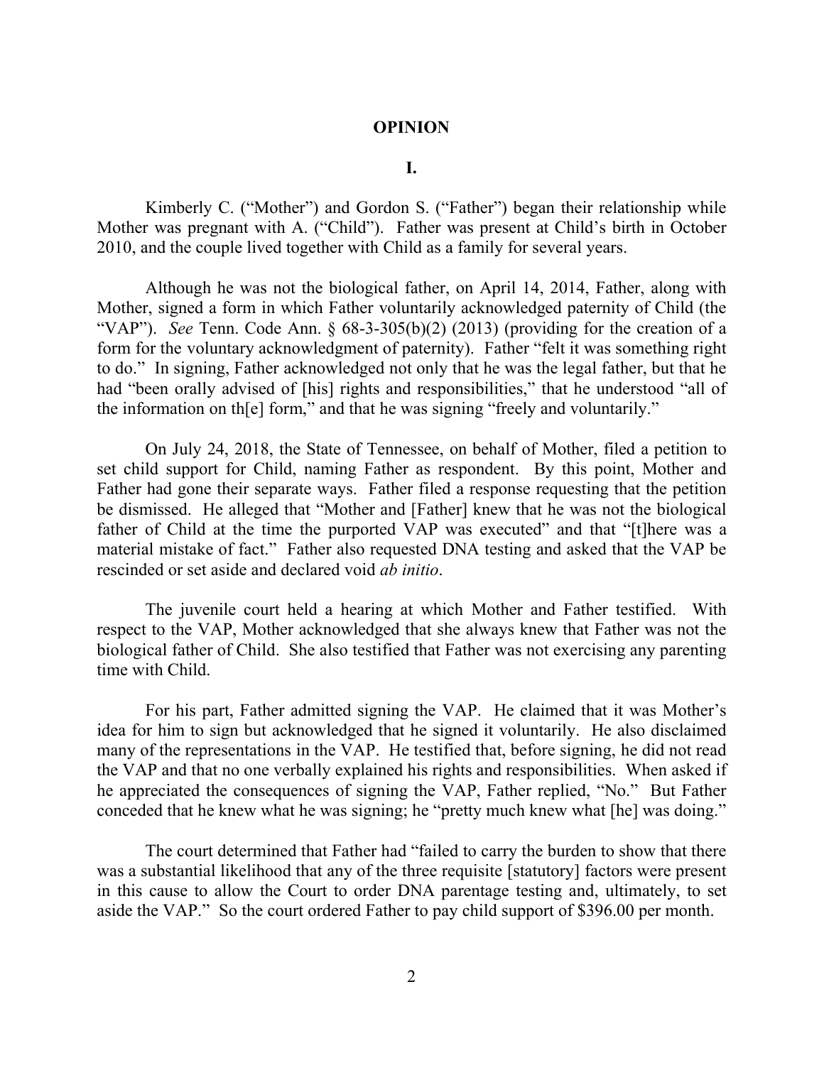# OPINION

## I.

Kimberly C. ("Mother") and Gordon S. ("Father") began their relationship while Mother was pregnant with A. ("Child"). Father was present at Child's birth in October 2010, and the couple lived together with Child as a family for several years.

Although he was not the biological father, on April 14, 2014, Father, along with Mother, signed a form in which Father voluntarily acknowledged paternity of Child (the "VAP"). *See* Tenn. Code Ann. § 68-3-305(b)(2) (2013) (providing for the creation of a form for the voluntary acknowledgment of paternity). Father "felt it was something right to do." In signing, Father acknowledged not only that he was the legal father, but that he had "been orally advised of [his] rights and responsibilities," that he understood "all of the information on th[e] form," and that he was signing "freely and voluntarily."

On July 24, 2018, the State of Tennessee, on behalf of Mother, filed a petition to set child support for Child, naming Father as respondent. By this point, Mother and Father had gone their separate ways. Father filed a response requesting that the petition be dismissed. He alleged that "Mother and [Father] knew that he was not the biological father of Child at the time the purported VAP was executed" and that "[t]here was a material mistake of fact." Father also requested DNA testing and asked that the VAP be rescinded or set aside and declared void *ab initio*.

The juvenile court held a hearing at which Mother and Father testified. With respect to the VAP, Mother acknowledged that she always knew that Father was not the biological father of Child. She also testified that Father was not exercising any parenting time with Child.

For his part, Father admitted signing the VAP. He claimed that it was Mother's idea for him to sign but acknowledged that he signed it voluntarily. He also disclaimed many of the representations in the VAP. He testified that, before signing, he did not read the VAP and that no one verbally explained his rights and responsibilities. When asked if he appreciated the consequences of signing the VAP, Father replied, "No." But Father conceded that he knew what he was signing; he "pretty much knew what [he] was doing."

The court determined that Father had "failed to carry the burden to show that there was a substantial likelihood that any of the three requisite [statutory] factors were present in this cause to allow the Court to order DNA parentage testing and, ultimately, to set aside the VAP." So the court ordered Father to pay child support of $396.00 per month.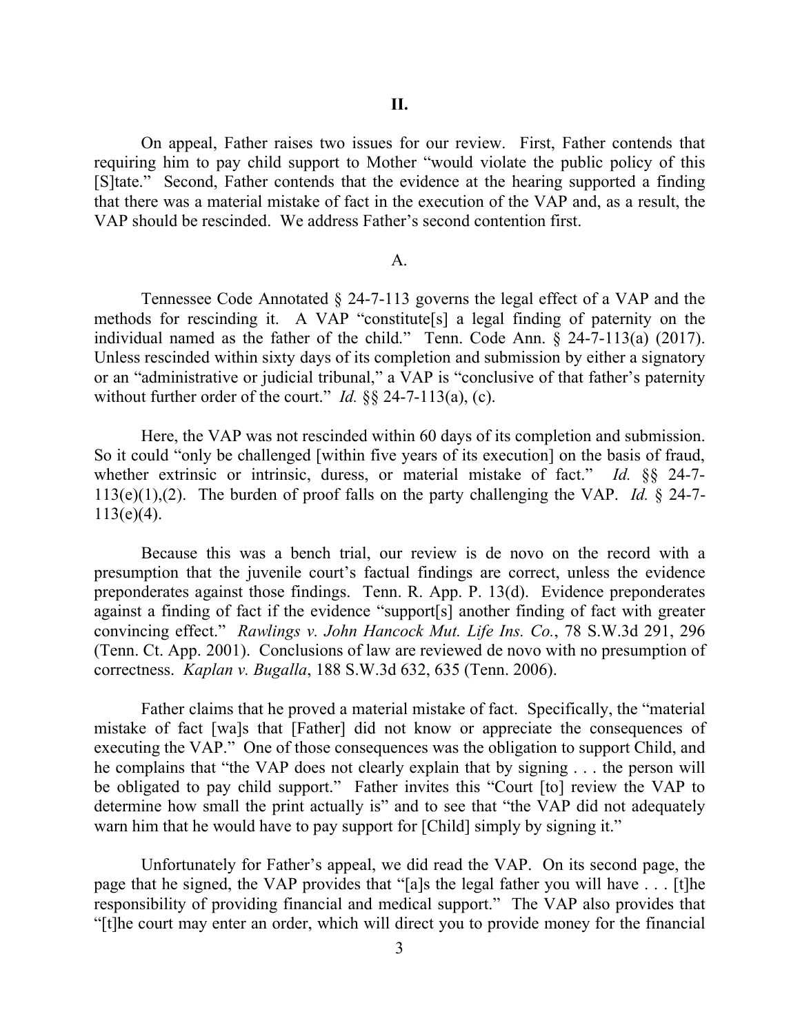## II.

On appeal, Father raises two issues for our review. First, Father contends that requiring him to pay child support to Mother "would violate the public policy of this [S]tate." Second, Father contends that the evidence at the hearing supported a finding that there was a material mistake of fact in the execution of the VAP and, as a result, the VAP should be rescinded. We address Father's second contention first.

### A.

Tennessee Code Annotated § 24-7-113 governs the legal effect of a VAP and the methods for rescinding it. A VAP "constitute[s] a legal finding of paternity on the individual named as the father of the child." Tenn. Code Ann. § 24-7-113(a) (2017). Unless rescinded within sixty days of its completion and submission by either a signatory or an "administrative or judicial tribunal," a VAP is "conclusive of that father's paternity without further order of the court." *Id.* §§ 24-7-113(a), (c).

Here, the VAP was not rescinded within 60 days of its completion and submission. So it could "only be challenged [within five years of its execution] on the basis of fraud, whether extrinsic or intrinsic, duress, or material mistake of fact." *Id.* §§ 24-7-113(e)(1),(2). The burden of proof falls on the party challenging the VAP. *Id.* § 24-7-113(e)(4).

Because this was a bench trial, our review is de novo on the record with a presumption that the juvenile court's factual findings are correct, unless the evidence preponderates against those findings. Tenn. R. App. P. 13(d). Evidence preponderates against a finding of fact if the evidence "support[s] another finding of fact with greater convincing effect." *Rawlings v. John Hancock Mut. Life Ins. Co.*, 78 S.W.3d 291, 296 (Tenn. Ct. App. 2001). Conclusions of law are reviewed de novo with no presumption of correctness. *Kaplan v. Bugalla*, 188 S.W.3d 632, 635 (Tenn. 2006).

Father claims that he proved a material mistake of fact. Specifically, the "material mistake of fact [wa]s that [Father] did not know or appreciate the consequences of executing the VAP." One of those consequences was the obligation to support Child, and he complains that "the VAP does not clearly explain that by signing . . . the person will be obligated to pay child support." Father invites this "Court [to] review the VAP to determine how small the print actually is" and to see that "the VAP did not adequately warn him that he would have to pay support for [Child] simply by signing it."

Unfortunately for Father's appeal, we did read the VAP. On its second page, the page that he signed, the VAP provides that "[a]s the legal father you will have . . . [t]he responsibility of providing financial and medical support." The VAP also provides that "[t]he court may enter an order, which will direct you to provide money for the financial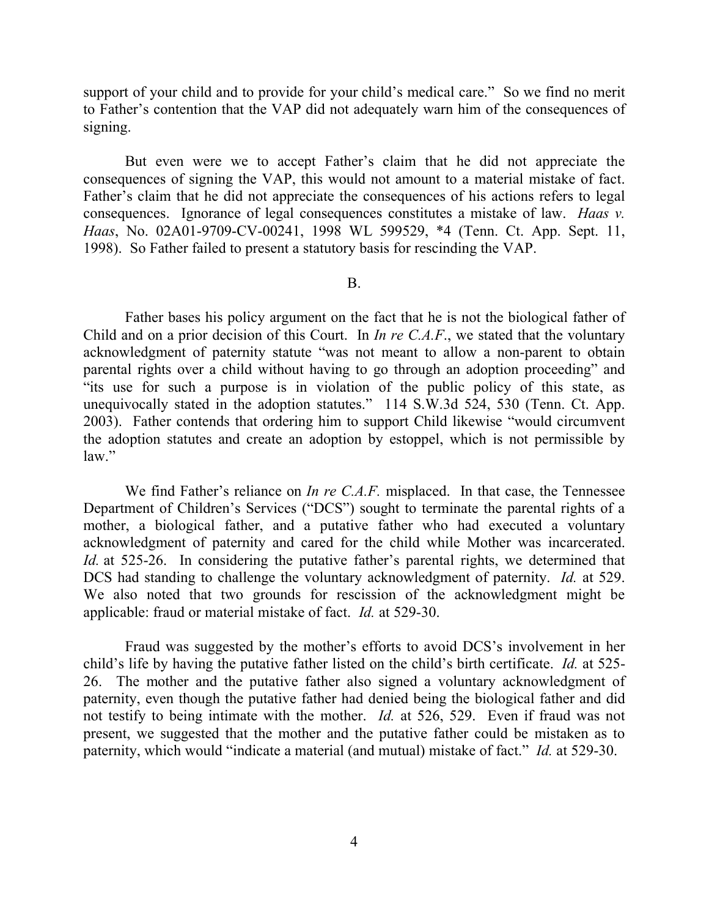support of your child and to provide for your child's medical care." So we find no merit to Father's contention that the VAP did not adequately warn him of the consequences of signing.

But even were we to accept Father's claim that he did not appreciate the consequences of signing the VAP, this would not amount to a material mistake of fact. Father's claim that he did not appreciate the consequences of his actions refers to legal consequences. Ignorance of legal consequences constitutes a mistake of law. *Haas v. Haas*, No. 02A01-9709-CV-00241, 1998 WL 599529, *4 (Tenn. Ct. App. Sept. 11, 1998). So Father failed to present a statutory basis for rescinding the VAP.

B.

Father bases his policy argument on the fact that he is not the biological father of Child and on a prior decision of this Court. In *In re C.A.F.*, we stated that the voluntary acknowledgment of paternity statute "was not meant to allow a non-parent to obtain parental rights over a child without having to go through an adoption proceeding" and "its use for such a purpose is in violation of the public policy of this state, as unequivocally stated in the adoption statutes." 114 S.W.3d 524, 530 (Tenn. Ct. App. 2003). Father contends that ordering him to support Child likewise "would circumvent the adoption statutes and create an adoption by estoppel, which is not permissible by law."

We find Father's reliance on *In re C.A.F.* misplaced. In that case, the Tennessee Department of Children's Services ("DCS") sought to terminate the parental rights of a mother, a biological father, and a putative father who had executed a voluntary acknowledgment of paternity and cared for the child while Mother was incarcerated. *Id.* at 525-26. In considering the putative father's parental rights, we determined that DCS had standing to challenge the voluntary acknowledgment of paternity. *Id.* at 529. We also noted that two grounds for rescission of the acknowledgment might be applicable: fraud or material mistake of fact. *Id.* at 529-30.

Fraud was suggested by the mother's efforts to avoid DCS's involvement in her child's life by having the putative father listed on the child's birth certificate. *Id.* at 525-26. The mother and the putative father also signed a voluntary acknowledgment of paternity, even though the putative father had denied being the biological father and did not testify to being intimate with the mother. *Id.* at 526, 529. Even if fraud was not present, we suggested that the mother and the putative father could be mistaken as to paternity, which would "indicate a material (and mutual) mistake of fact." *Id.* at 529-30.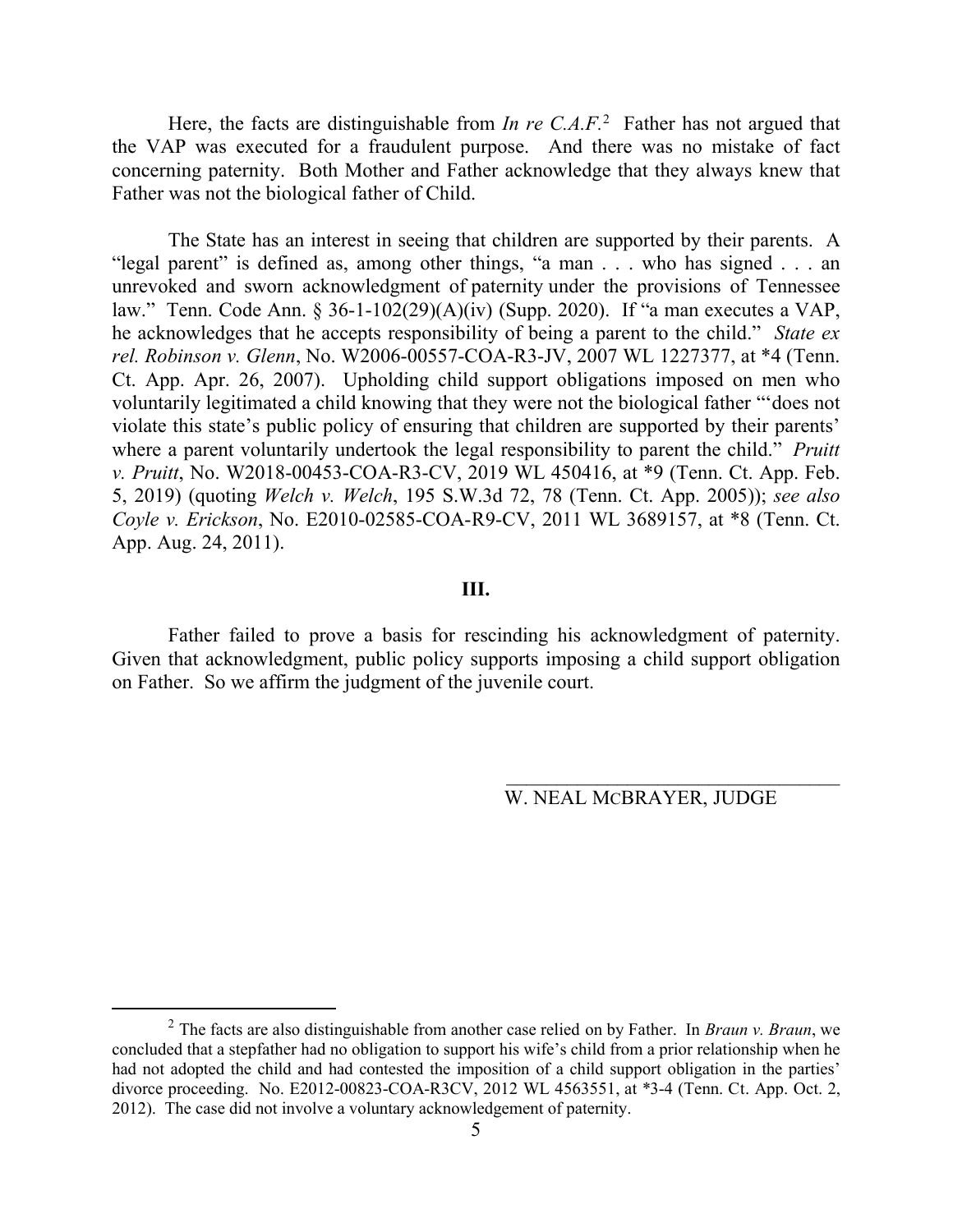Here, the facts are distinguishable from *In re C.A.F.*[2] Father has not argued that the VAP was executed for a fraudulent purpose. And there was no mistake of fact concerning paternity. Both Mother and Father acknowledge that they always knew that Father was not the biological father of Child.

The State has an interest in seeing that children are supported by their parents. A "legal parent" is defined as, among other things, "a man . . . who has signed . . . an unrevoked and sworn acknowledgment of paternity under the provisions of Tennessee law." Tenn. Code Ann. § 36-1-102(29)(A)(iv) (Supp. 2020). If "a man executes a VAP, he acknowledges that he accepts responsibility of being a parent to the child." *State ex rel. Robinson v. Glenn*, No. W2006-00557-COA-R3-JV, 2007 WL 1227377, at *4 (Tenn. Ct. App. Apr. 26, 2007). Upholding child support obligations imposed on men who voluntarily legitimated a child knowing that they were not the biological father "'does not violate this state's public policy of ensuring that children are supported by their parents' where a parent voluntarily undertook the legal responsibility to parent the child." *Pruitt v. Pruitt*, No. W2018-00453-COA-R3-CV, 2019 WL 450416, at *9 (Tenn. Ct. App. Feb. 5, 2019) (quoting *Welch v. Welch*, 195 S.W.3d 72, 78 (Tenn. Ct. App. 2005)); *see also Coyle v. Erickson*, No. E2010-02585-COA-R9-CV, 2011 WL 3689157, at *8 (Tenn. Ct. App. Aug. 24, 2011).

## III.

Father failed to prove a basis for rescinding his acknowledgment of paternity. Given that acknowledgment, public policy supports imposing a child support obligation on Father. So we affirm the judgment of the juvenile court.

\_\_\_\_\_\_\_\_\_\_\_\_\_\_\_\_\_\_\_\_\_\_\_\_\_\_\_\_\_\_\_\_\_\_

W. NEAL MCBRAYER, JUDGE

---

[2] The facts are also distinguishable from another case relied on by Father. In *Braun v. Braun*, we concluded that a stepfather had no obligation to support his wife's child from a prior relationship when he had not adopted the child and had contested the imposition of a child support obligation in the parties' divorce proceeding. No. E2012-00823-COA-R3CV, 2012 WL 4563551, at *3-4 (Tenn. Ct. App. Oct. 2, 2012). The case did not involve a voluntary acknowledgement of paternity.